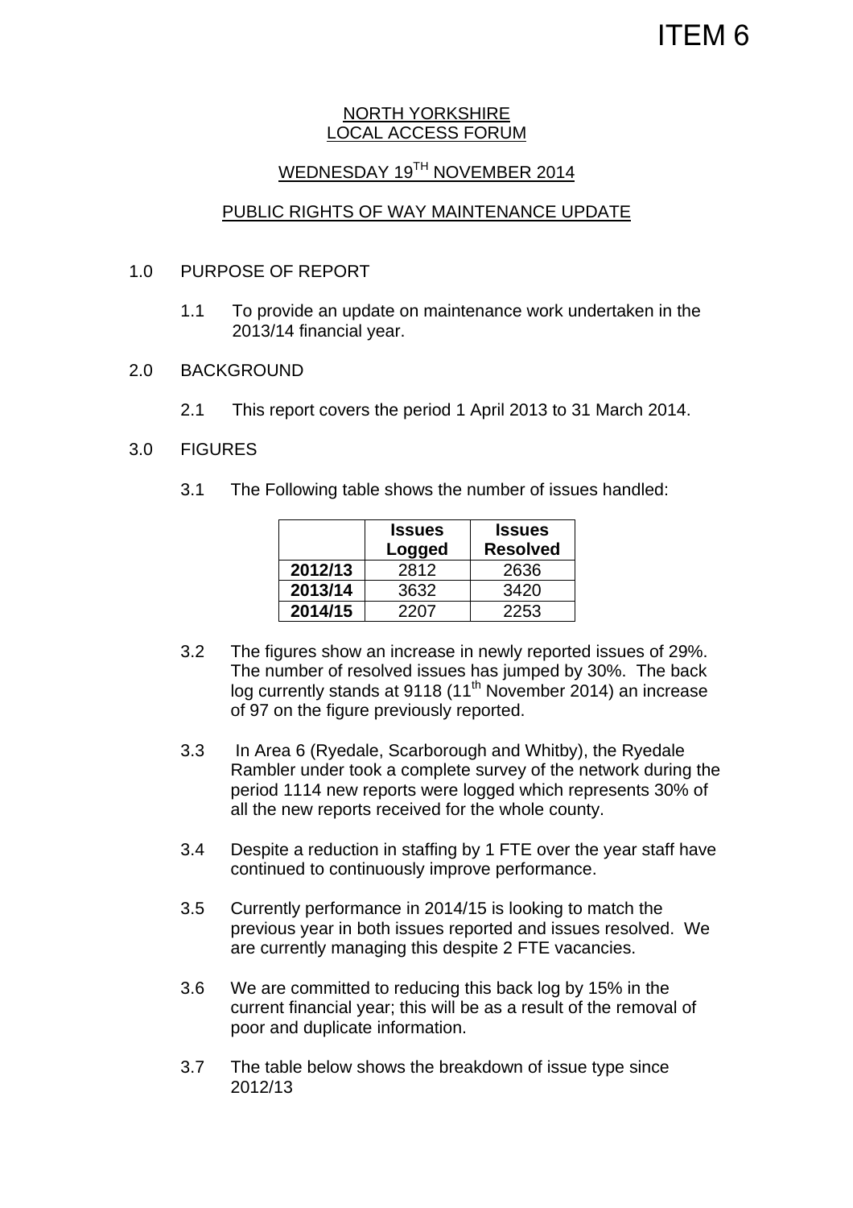ITEM 6

NORTH YORKSHIRE
LOCAL ACCESS FORUM

WEDNESDAY 19TH NOVEMBER 2014

PUBLIC RIGHTS OF WAY MAINTENANCE UPDATE

1.0 PURPOSE OF REPORT

1.1 To provide an update on maintenance work undertaken in the 2013/14 financial year.

2.0 BACKGROUND

2.1 This report covers the period 1 April 2013 to 31 March 2014.

3.0 FIGURES

3.1 The Following table shows the number of issues handled:

| | **Issues Logged** | **Issues Resolved** |
|---|---|---|
| **2012/13** | 2812 | 2636 |
| **2013/14** | 3632 | 3420 |
| **2014/15** | 2207 | 2253 |

3.2 The figures show an increase in newly reported issues of 29%. The number of resolved issues has jumped by 30%. The back log currently stands at 9118 (11th November 2014) an increase of 97 on the figure previously reported.

3.3 In Area 6 (Ryedale, Scarborough and Whitby), the Ryedale Rambler under took a complete survey of the network during the period 1114 new reports were logged which represents 30% of all the new reports received for the whole county.

3.4 Despite a reduction in staffing by 1 FTE over the year staff have continued to continuously improve performance.

3.5 Currently performance in 2014/15 is looking to match the previous year in both issues reported and issues resolved. We are currently managing this despite 2 FTE vacancies.

3.6 We are committed to reducing this back log by 15% in the current financial year; this will be as a result of the removal of poor and duplicate information.

3.7 The table below shows the breakdown of issue type since 2012/13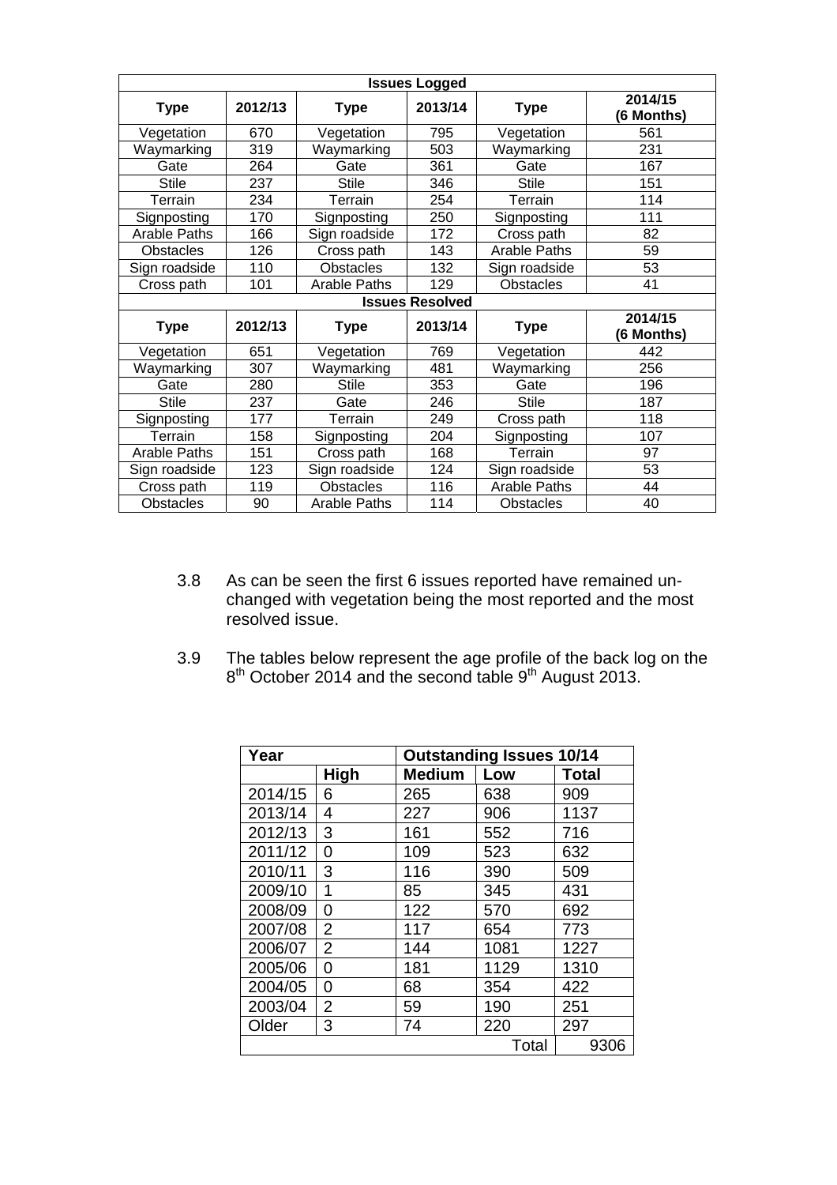| Issues Logged | | | | | |
|---|---|---|---|---|---|
| **Type** | **2012/13** | **Type** | **2013/14** | **Type** | **2014/15 (6 Months)** |
| Vegetation | 670 | Vegetation | 795 | Vegetation | 561 |
| Waymarking | 319 | Waymarking | 503 | Waymarking | 231 |
| Gate | 264 | Gate | 361 | Gate | 167 |
| Stile | 237 | Stile | 346 | Stile | 151 |
| Terrain | 234 | Terrain | 254 | Terrain | 114 |
| Signposting | 170 | Signposting | 250 | Signposting | 111 |
| Arable Paths | 166 | Sign roadside | 172 | Cross path | 82 |
| Obstacles | 126 | Cross path | 143 | Arable Paths | 59 |
| Sign roadside | 110 | Obstacles | 132 | Sign roadside | 53 |
| Cross path | 101 | Arable Paths | 129 | Obstacles | 41 |
| **Issues Resolved** | | | | | |
| **Type** | **2012/13** | **Type** | **2013/14** | **Type** | **2014/15 (6 Months)** |
| Vegetation | 651 | Vegetation | 769 | Vegetation | 442 |
| Waymarking | 307 | Waymarking | 481 | Waymarking | 256 |
| Gate | 280 | Stile | 353 | Gate | 196 |
| Stile | 237 | Gate | 246 | Stile | 187 |
| Signposting | 177 | Terrain | 249 | Cross path | 118 |
| Terrain | 158 | Signposting | 204 | Signposting | 107 |
| Arable Paths | 151 | Cross path | 168 | Terrain | 97 |
| Sign roadside | 123 | Sign roadside | 124 | Sign roadside | 53 |
| Cross path | 119 | Obstacles | 116 | Arable Paths | 44 |
| Obstacles | 90 | Arable Paths | 114 | Obstacles | 40 |

3.8 As can be seen the first 6 issues reported have remained un-changed with vegetation being the most reported and the most resolved issue.

3.9 The tables below represent the age profile of the back log on the 8th October 2014 and the second table 9th August 2013.

| Year | | Outstanding Issues 10/14 | | |
|---|---|---|---|---|
| | **High** | **Medium** | **Low** | **Total** |
| 2014/15 | 6 | 265 | 638 | 909 |
| 2013/14 | 4 | 227 | 906 | 1137 |
| 2012/13 | 3 | 161 | 552 | 716 |
| 2011/12 | 0 | 109 | 523 | 632 |
| 2010/11 | 3 | 116 | 390 | 509 |
| 2009/10 | 1 | 85 | 345 | 431 |
| 2008/09 | 0 | 122 | 570 | 692 |
| 2007/08 | 2 | 117 | 654 | 773 |
| 2006/07 | 2 | 144 | 1081 | 1227 |
| 2005/06 | 0 | 181 | 1129 | 1310 |
| 2004/05 | 0 | 68 | 354 | 422 |
| 2003/04 | 2 | 59 | 190 | 251 |
| Older | 3 | 74 | 220 | 297 |
| | | | Total | 9306 |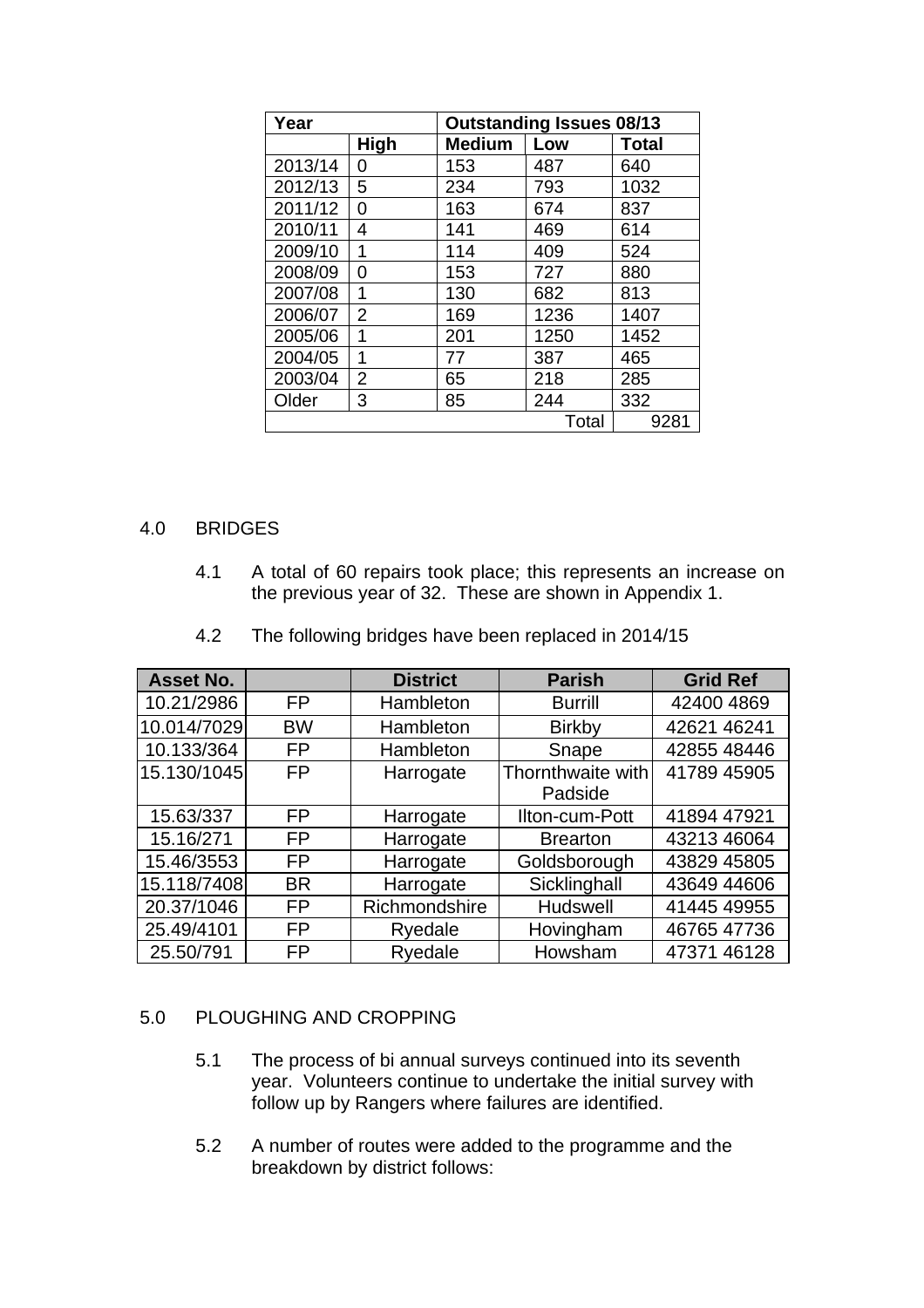| Year | Outstanding Issues 08/13 | | | |
|---|---|---|---|---|
| | High | Medium | Low | Total |
| 2013/14 | 0 | 153 | 487 | 640 |
| 2012/13 | 5 | 234 | 793 | 1032 |
| 2011/12 | 0 | 163 | 674 | 837 |
| 2010/11 | 4 | 141 | 469 | 614 |
| 2009/10 | 1 | 114 | 409 | 524 |
| 2008/09 | 0 | 153 | 727 | 880 |
| 2007/08 | 1 | 130 | 682 | 813 |
| 2006/07 | 2 | 169 | 1236 | 1407 |
| 2005/06 | 1 | 201 | 1250 | 1452 |
| 2004/05 | 1 | 77 | 387 | 465 |
| 2003/04 | 2 | 65 | 218 | 285 |
| Older | 3 | 85 | 244 | 332 |
| | | | Total | 9281 |

4.0 BRIDGES

4.1 A total of 60 repairs took place; this represents an increase on the previous year of 32. These are shown in Appendix 1.

4.2 The following bridges have been replaced in 2014/15

| Asset No. | | District | Parish | Grid Ref |
|---|---|---|---|---|
| 10.21/2986 | FP | Hambleton | Burrill | 42400 4869 |
| 10.014/7029 | BW | Hambleton | Birkby | 42621 46241 |
| 10.133/364 | FP | Hambleton | Snape | 42855 48446 |
| 15.130/1045 | FP | Harrogate | Thornthwaite with Padside | 41789 45905 |
| 15.63/337 | FP | Harrogate | Ilton-cum-Pott | 41894 47921 |
| 15.16/271 | FP | Harrogate | Brearton | 43213 46064 |
| 15.46/3553 | FP | Harrogate | Goldsborough | 43829 45805 |
| 15.118/7408 | BR | Harrogate | Sicklinghall | 43649 44606 |
| 20.37/1046 | FP | Richmondshire | Hudswell | 41445 49955 |
| 25.49/4101 | FP | Ryedale | Hovingham | 46765 47736 |
| 25.50/791 | FP | Ryedale | Howsham | 47371 46128 |

5.0 PLOUGHING AND CROPPING

5.1 The process of bi annual surveys continued into its seventh year. Volunteers continue to undertake the initial survey with follow up by Rangers where failures are identified.

5.2 A number of routes were added to the programme and the breakdown by district follows: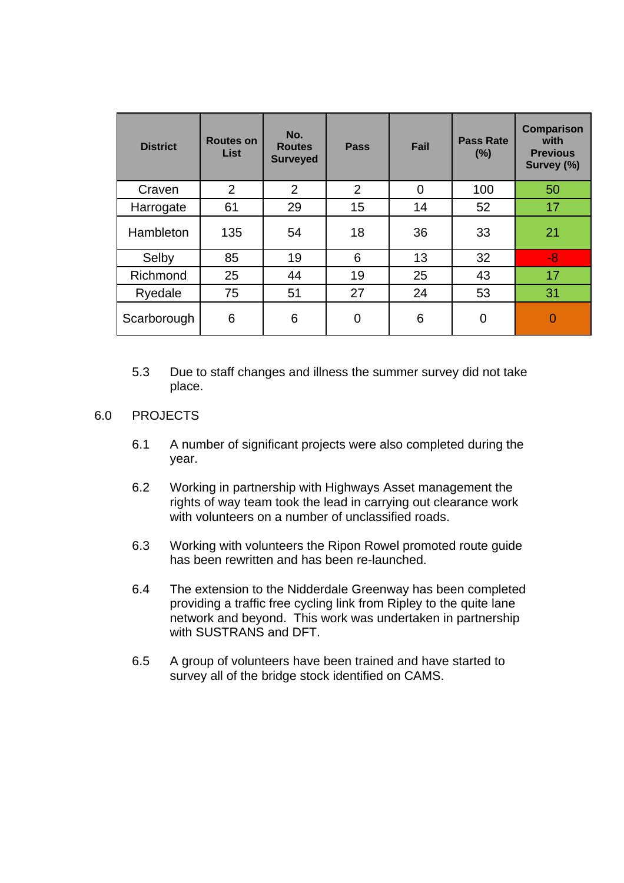| District | Routes on List | No. Routes Surveyed | Pass | Fail | Pass Rate (%) | Comparison with Previous Survey (%) |
|---|---|---|---|---|---|---|
| Craven | 2 | 2 | 2 | 0 | 100 | 50 |
| Harrogate | 61 | 29 | 15 | 14 | 52 | 17 |
| Hambleton | 135 | 54 | 18 | 36 | 33 | 21 |
| Selby | 85 | 19 | 6 | 13 | 32 | -8 |
| Richmond | 25 | 44 | 19 | 25 | 43 | 17 |
| Ryedale | 75 | 51 | 27 | 24 | 53 | 31 |
| Scarborough | 6 | 6 | 0 | 6 | 0 | 0 |

5.3 Due to staff changes and illness the summer survey did not take place.

## 6.0 PROJECTS

6.1 A number of significant projects were also completed during the year.

6.2 Working in partnership with Highways Asset management the rights of way team took the lead in carrying out clearance work with volunteers on a number of unclassified roads.

6.3 Working with volunteers the Ripon Rowel promoted route guide has been rewritten and has been re-launched.

6.4 The extension to the Nidderdale Greenway has been completed providing a traffic free cycling link from Ripley to the quite lane network and beyond. This work was undertaken in partnership with SUSTRANS and DFT.

6.5 A group of volunteers have been trained and have started to survey all of the bridge stock identified on CAMS.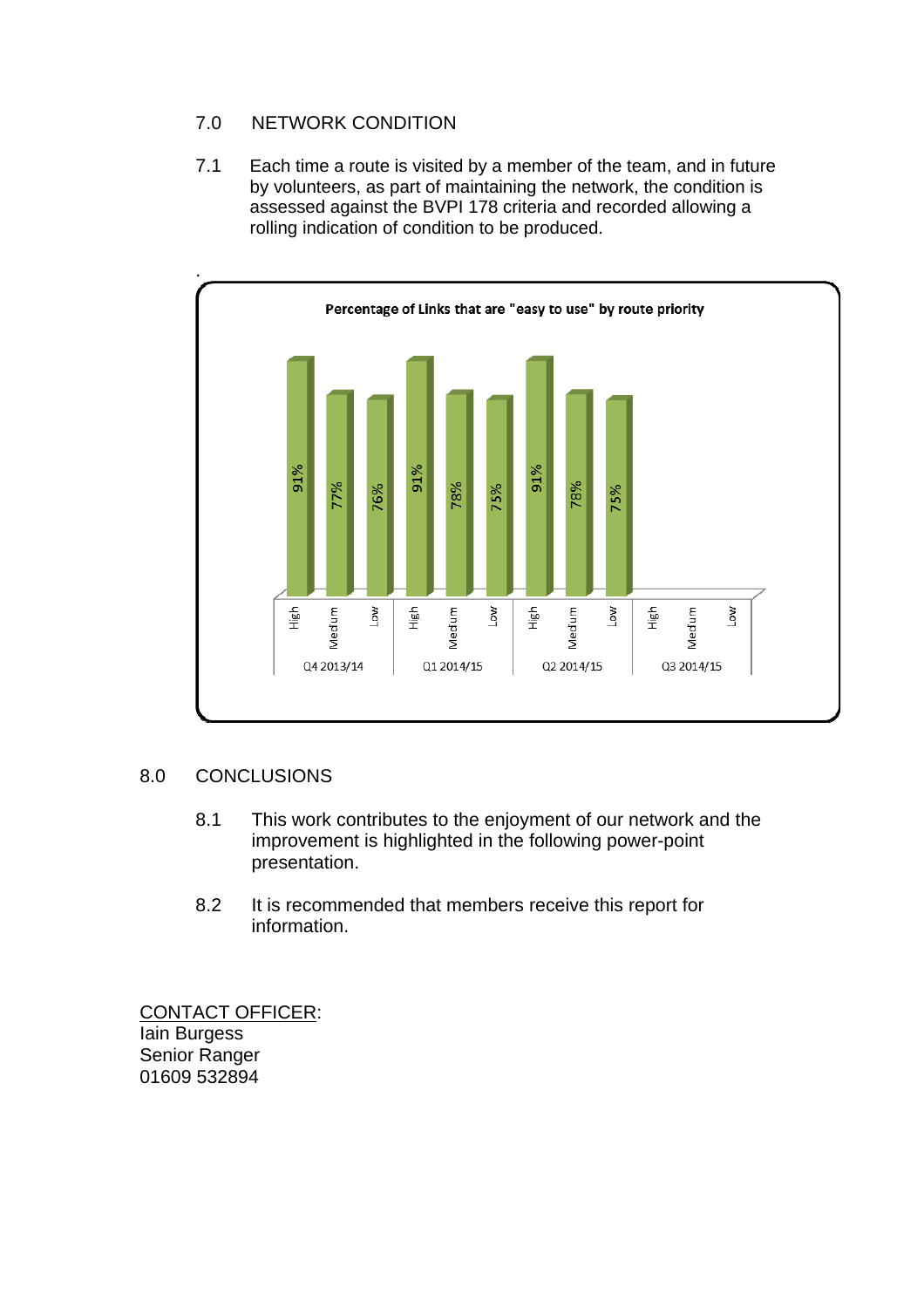## 7.0 NETWORK CONDITION

7.1 Each time a route is visited by a member of the team, and in future by volunteers, as part of maintaining the network, the condition is assessed against the BVPI 178 criteria and recorded allowing a rolling indication of condition to be produced.

**Percentage of Links that are "easy to use" by route priority**

| | High | Medium | Low |
|---|---|---|---|
| Q4 2013/14 | 91% | 77% | 76% |
| Q1 2014/15 | 91% | 78% | 75% |
| Q2 2014/15 | 91% | 78% | 75% |
| Q3 2014/15 | | | |

## 8.0 CONCLUSIONS

8.1 This work contributes to the enjoyment of our network and the improvement is highlighted in the following power-point presentation.

8.2 It is recommended that members receive this report for information.

<u>CONTACT OFFICER</u>:
Iain Burgess
Senior Ranger
01609 532894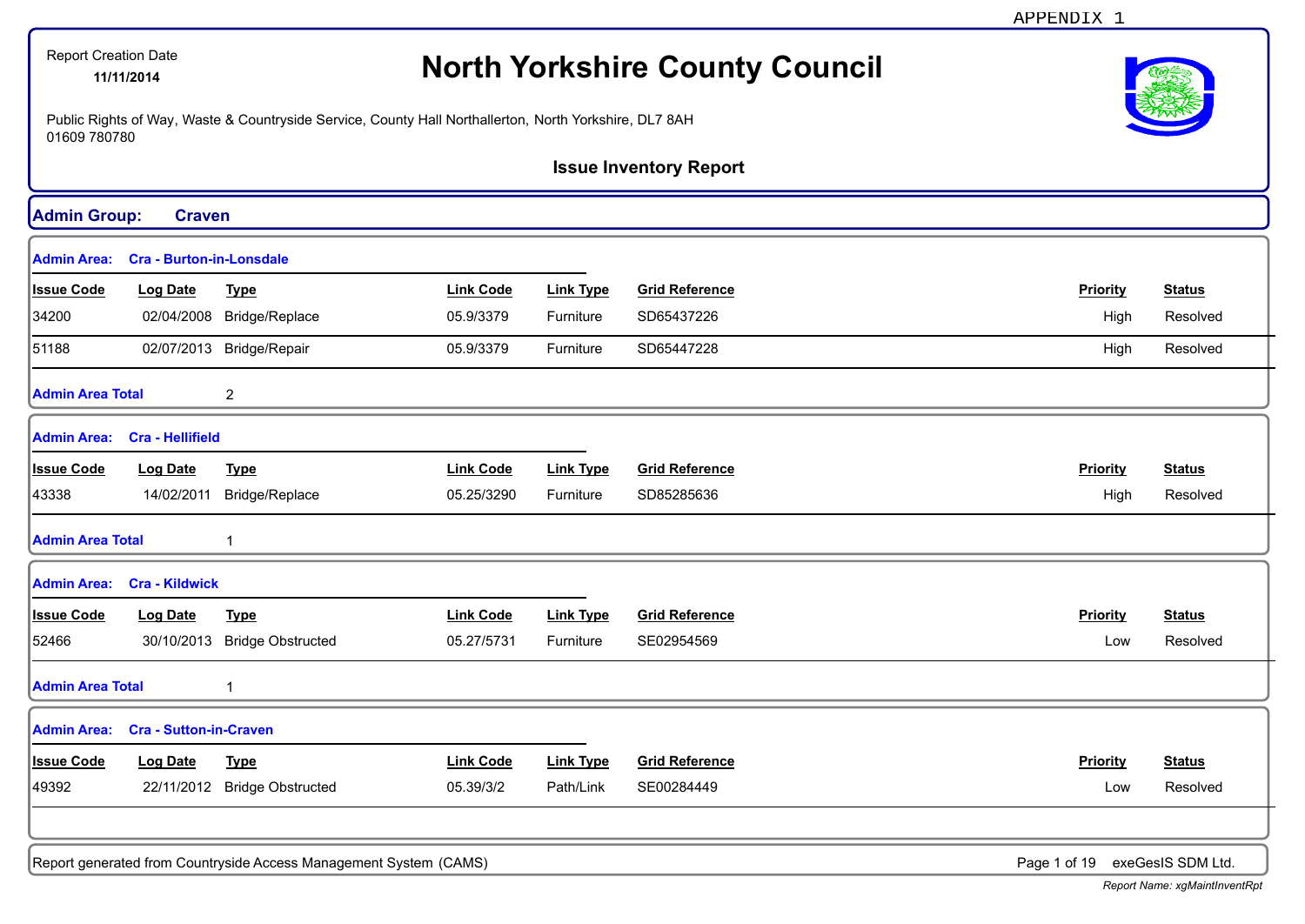APPENDIX 1

Report Creation Date
**11/11/2014**

# North Yorkshire County Council

Public Rights of Way, Waste & Countryside Service, County Hall Northallerton, North Yorkshire, DL7 8AH
01609 780780

## Issue Inventory Report

## Admin Group: Craven

### Admin Area: Cra - Burton-in-Lonsdale

| Issue Code | Log Date | Type | Link Code | Link Type | Grid Reference | Priority | Status |
|---|---|---|---|---|---|---|---|
| 34200 | 02/04/2008 | Bridge/Replace | 05.9/3379 | Furniture | SD65437226 | High | Resolved |
| 51188 | 02/07/2013 | Bridge/Repair | 05.9/3379 | Furniture | SD65447228 | High | Resolved |

**Admin Area Total** 2

### Admin Area: Cra - Hellifield

| Issue Code | Log Date | Type | Link Code | Link Type | Grid Reference | Priority | Status |
|---|---|---|---|---|---|---|---|
| 43338 | 14/02/2011 | Bridge/Replace | 05.25/3290 | Furniture | SD85285636 | High | Resolved |

**Admin Area Total** 1

### Admin Area: Cra - Kildwick

| Issue Code | Log Date | Type | Link Code | Link Type | Grid Reference | Priority | Status |
|---|---|---|---|---|---|---|---|
| 52466 | 30/10/2013 | Bridge Obstructed | 05.27/5731 | Furniture | SE02954569 | Low | Resolved |

**Admin Area Total** 1

### Admin Area: Cra - Sutton-in-Craven

| Issue Code | Log Date | Type | Link Code | Link Type | Grid Reference | Priority | Status |
|---|---|---|---|---|---|---|---|
| 49392 | 22/11/2012 | Bridge Obstructed | 05.39/3/2 | Path/Link | SE00284449 | Low | Resolved |

Report generated from Countryside Access Management System (CAMS) — exeGesIS SDM Ltd.

*Report Name: xgMaintInventRpt*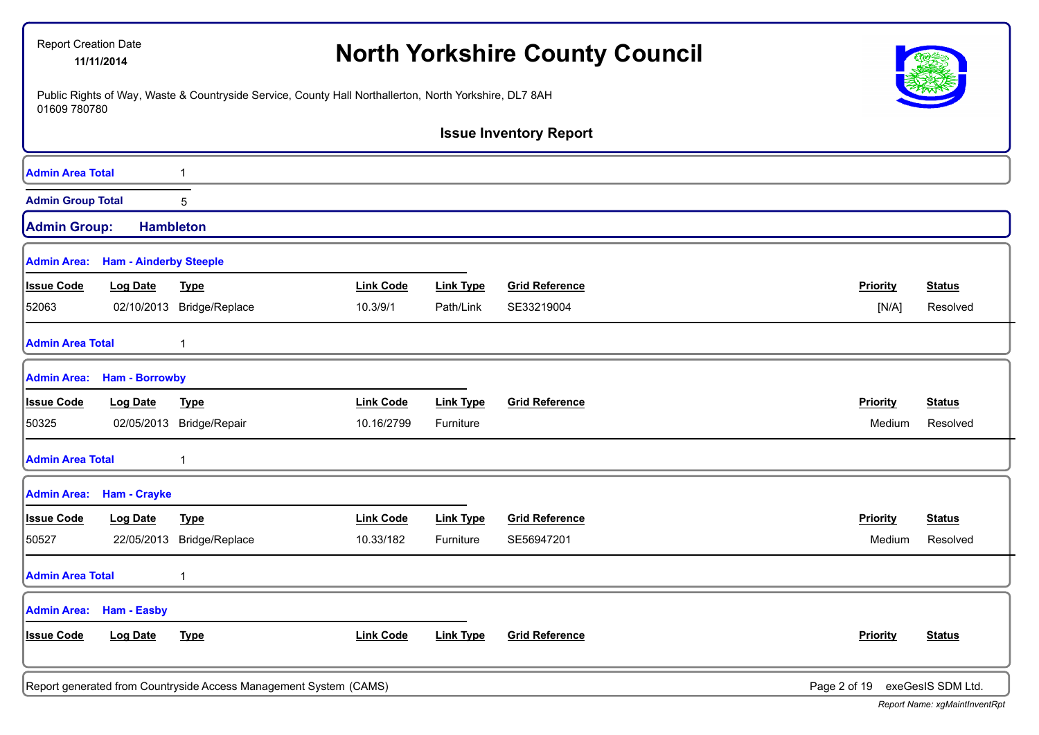**Admin Area Total** 1

**Admin Group Total** 5

## Admin Group: Hambleton

### Admin Area: Ham - Ainderby Steeple

| Issue Code | Log Date | Type | Link Code | Link Type | Grid Reference | Priority | Status |
|---|---|---|---|---|---|---|---|
| 52063 | 02/10/2013 | Bridge/Replace | 10.3/9/1 | Path/Link | SE33219004 | [N/A] | Resolved |

**Admin Area Total** 1

### Admin Area: Ham - Borrowby

| Issue Code | Log Date | Type | Link Code | Link Type | Grid Reference | Priority | Status |
|---|---|---|---|---|---|---|---|
| 50325 | 02/05/2013 | Bridge/Repair | 10.16/2799 | Furniture | | Medium | Resolved |

**Admin Area Total** 1

### Admin Area: Ham - Crayke

| Issue Code | Log Date | Type | Link Code | Link Type | Grid Reference | Priority | Status |
|---|---|---|---|---|---|---|---|
| 50527 | 22/05/2013 | Bridge/Replace | 10.33/182 | Furniture | SE56947201 | Medium | Resolved |

**Admin Area Total** 1

### Admin Area: Ham - Easby

| Issue Code | Log Date | Type | Link Code | Link Type | Grid Reference | Priority | Status |
|---|---|---|---|---|---|---|---|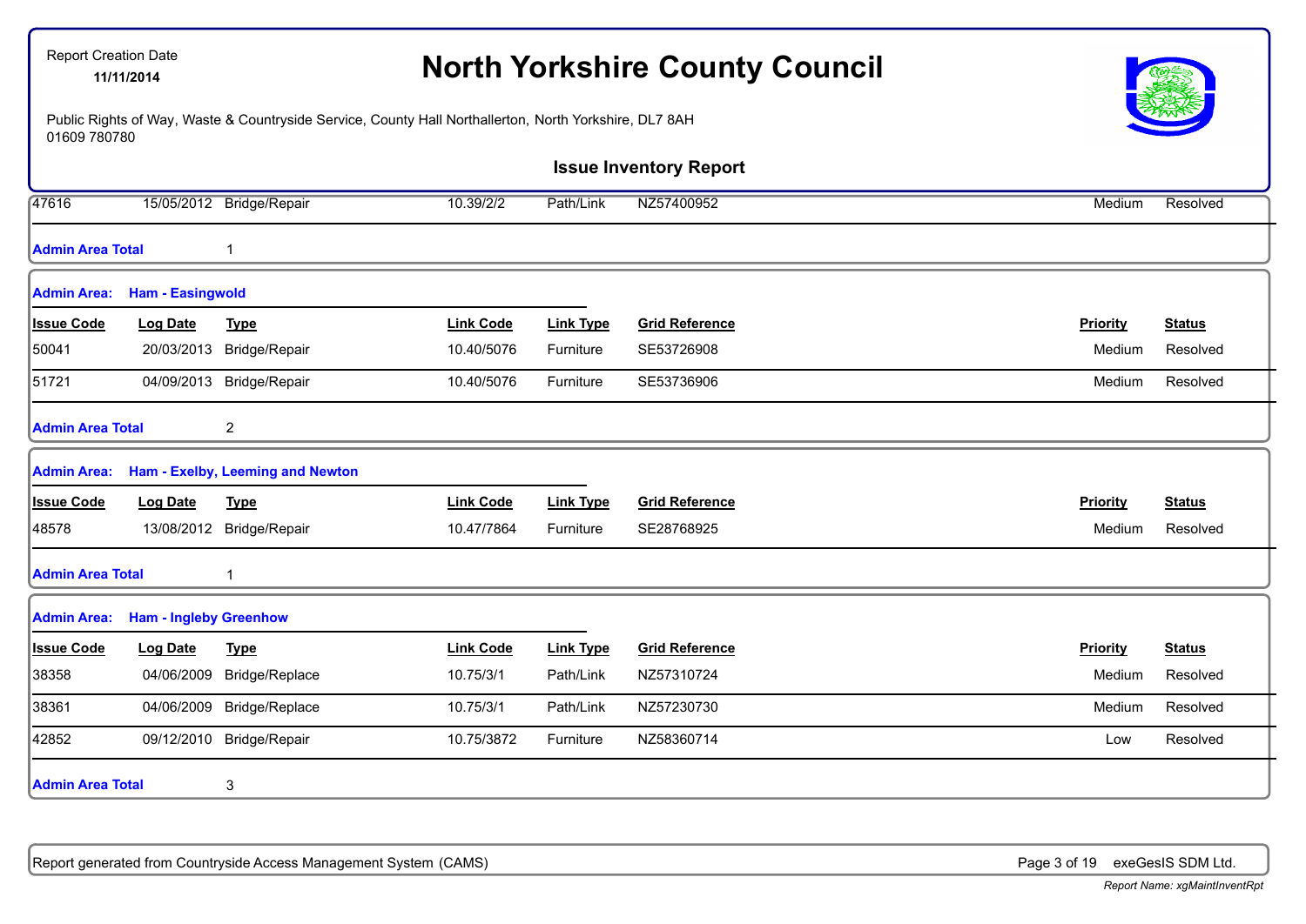| Issue Code | Log Date | Type | Link Code | Link Type | Grid Reference | Priority | Status |
|---|---|---|---|---|---|---|---|
| 47616 | 15/05/2012 | Bridge/Repair | 10.39/2/2 | Path/Link | NZ57400952 | Medium | Resolved |

**Admin Area Total** 1

**Admin Area: Ham - Easingwold**

| Issue Code | Log Date | Type | Link Code | Link Type | Grid Reference | Priority | Status |
|---|---|---|---|---|---|---|---|
| 50041 | 20/03/2013 | Bridge/Repair | 10.40/5076 | Furniture | SE53726908 | Medium | Resolved |
| 51721 | 04/09/2013 | Bridge/Repair | 10.40/5076 | Furniture | SE53736906 | Medium | Resolved |

**Admin Area Total** 2

**Admin Area: Ham - Exelby, Leeming and Newton**

| Issue Code | Log Date | Type | Link Code | Link Type | Grid Reference | Priority | Status |
|---|---|---|---|---|---|---|---|
| 48578 | 13/08/2012 | Bridge/Repair | 10.47/7864 | Furniture | SE28768925 | Medium | Resolved |

**Admin Area Total** 1

**Admin Area: Ham - Ingleby Greenhow**

| Issue Code | Log Date | Type | Link Code | Link Type | Grid Reference | Priority | Status |
|---|---|---|---|---|---|---|---|
| 38358 | 04/06/2009 | Bridge/Replace | 10.75/3/1 | Path/Link | NZ57310724 | Medium | Resolved |
| 38361 | 04/06/2009 | Bridge/Replace | 10.75/3/1 | Path/Link | NZ57230730 | Medium | Resolved |
| 42852 | 09/12/2010 | Bridge/Repair | 10.75/3872 | Furniture | NZ58360714 | Low | Resolved |

**Admin Area Total** 3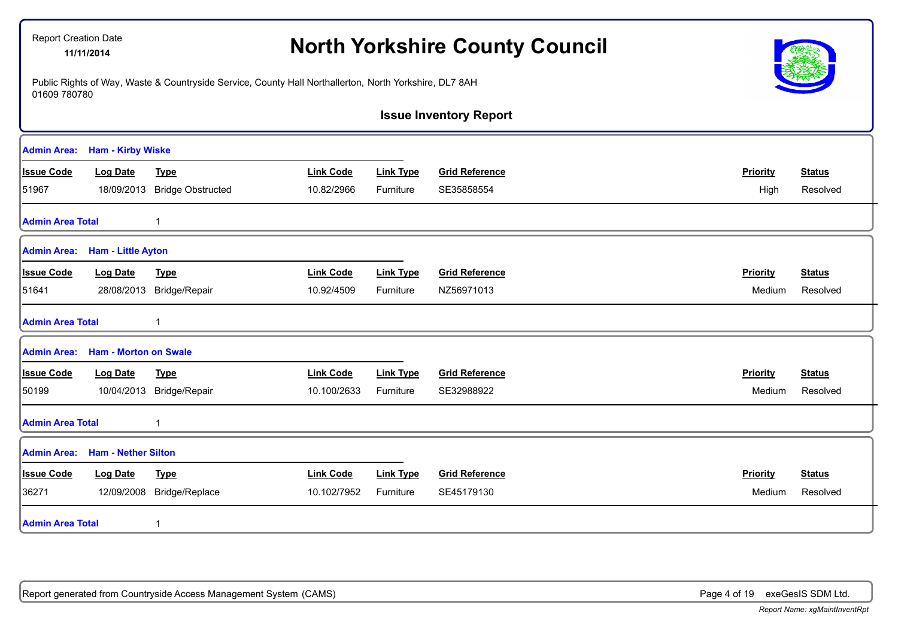Report Creation Date **11/11/2014**

# North Yorkshire County Council

Public Rights of Way, Waste & Countryside Service, County Hall Northallerton, North Yorkshire, DL7 8AH
01609 780780

## Issue Inventory Report

**Admin Area: Ham - Kirby Wiske**

| Issue Code | Log Date | Type | Link Code | Link Type | Grid Reference | Priority | Status |
|---|---|---|---|---|---|---|---|
| 51967 | 18/09/2013 | Bridge Obstructed | 10.82/2966 | Furniture | SE35858554 | High | Resolved |

**Admin Area Total** 1

**Admin Area: Ham - Little Ayton**

| Issue Code | Log Date | Type | Link Code | Link Type | Grid Reference | Priority | Status |
|---|---|---|---|---|---|---|---|
| 51641 | 28/08/2013 | Bridge/Repair | 10.92/4509 | Furniture | NZ56971013 | Medium | Resolved |

**Admin Area Total** 1

**Admin Area: Ham - Morton on Swale**

| Issue Code | Log Date | Type | Link Code | Link Type | Grid Reference | Priority | Status |
|---|---|---|---|---|---|---|---|
| 50199 | 10/04/2013 | Bridge/Repair | 10.100/2633 | Furniture | SE32988922 | Medium | Resolved |

**Admin Area Total** 1

**Admin Area: Ham - Nether Silton**

| Issue Code | Log Date | Type | Link Code | Link Type | Grid Reference | Priority | Status |
|---|---|---|---|---|---|---|---|
| 36271 | 12/09/2008 | Bridge/Replace | 10.102/7952 | Furniture | SE45179130 | Medium | Resolved |

**Admin Area Total** 1

Report generated from Countryside Access Management System (CAMS) exeGesIS SDM Ltd.

*Report Name: xgMaintInventRpt*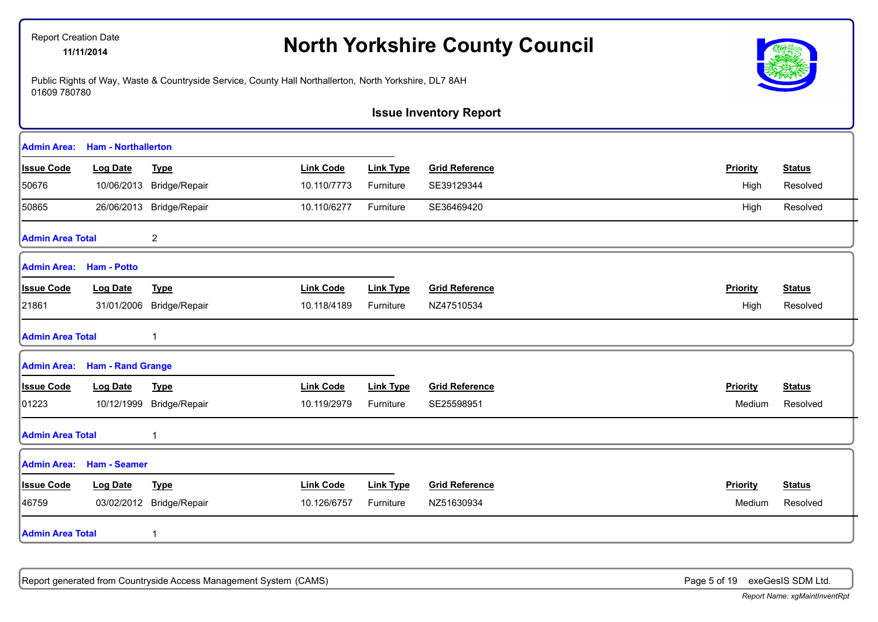Report Creation Date
**11/11/2014**

# North Yorkshire County Council

Public Rights of Way, Waste & Countryside Service, County Hall Northallerton, North Yorkshire, DL7 8AH
01609 780780

## Issue Inventory Report

**Admin Area: Ham - Northallerton**

| Issue Code | Log Date | Type | Link Code | Link Type | Grid Reference | Priority | Status |
|---|---|---|---|---|---|---|---|
| 50676 | 10/06/2013 | Bridge/Repair | 10.110/7773 | Furniture | SE39129344 | High | Resolved |
| 50865 | 26/06/2013 | Bridge/Repair | 10.110/6277 | Furniture | SE36469420 | High | Resolved |

**Admin Area Total** 2

**Admin Area: Ham - Potto**

| Issue Code | Log Date | Type | Link Code | Link Type | Grid Reference | Priority | Status |
|---|---|---|---|---|---|---|---|
| 21861 | 31/01/2006 | Bridge/Repair | 10.118/4189 | Furniture | NZ47510534 | High | Resolved |

**Admin Area Total** 1

**Admin Area: Ham - Rand Grange**

| Issue Code | Log Date | Type | Link Code | Link Type | Grid Reference | Priority | Status |
|---|---|---|---|---|---|---|---|
| 01223 | 10/12/1999 | Bridge/Repair | 10.119/2979 | Furniture | SE25598951 | Medium | Resolved |

**Admin Area Total** 1

**Admin Area: Ham - Seamer**

| Issue Code | Log Date | Type | Link Code | Link Type | Grid Reference | Priority | Status |
|---|---|---|---|---|---|---|---|
| 46759 | 03/02/2012 | Bridge/Repair | 10.126/6757 | Furniture | NZ51630934 | Medium | Resolved |

**Admin Area Total** 1

Report generated from Countryside Access Management System (CAMS) exeGesIS SDM Ltd.

*Report Name: xgMaintInventRpt*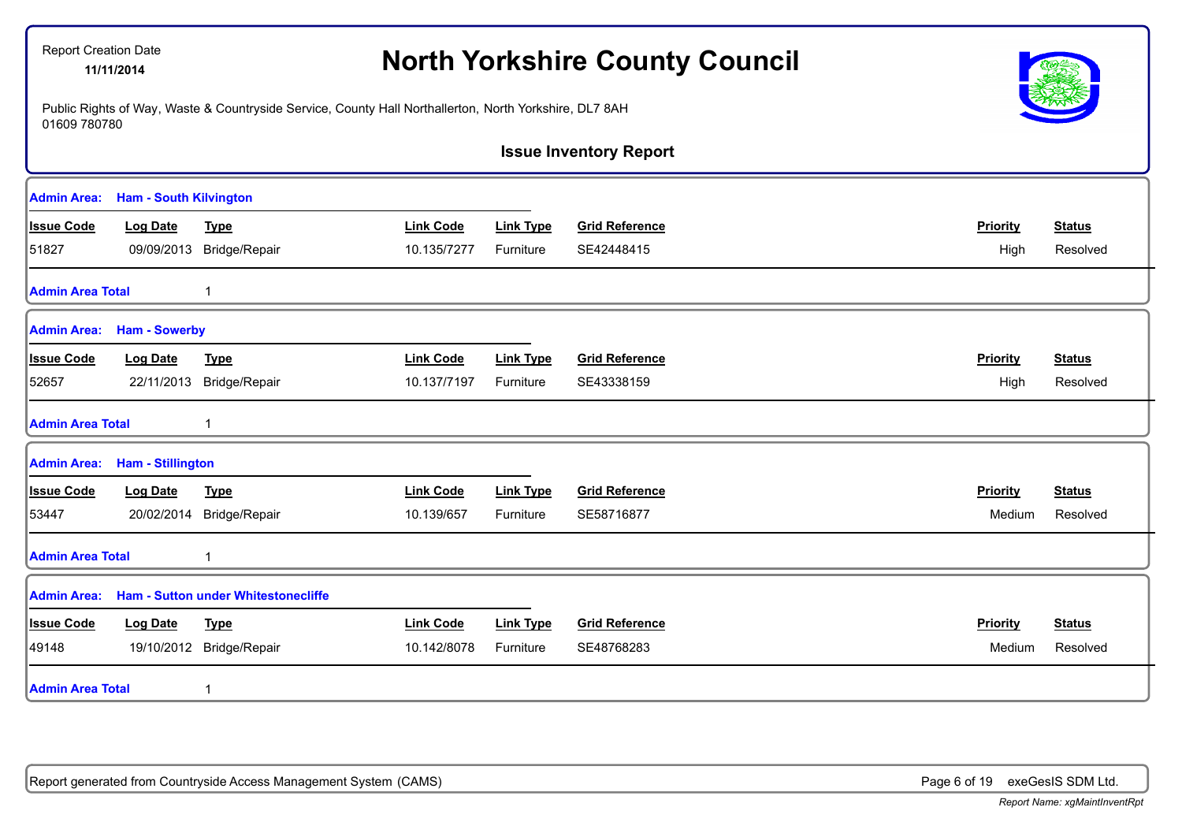Report Creation Date
**11/11/2014**

# North Yorkshire County Council

Public Rights of Way, Waste & Countryside Service, County Hall Northallerton, North Yorkshire, DL7 8AH
01609 780780

## Issue Inventory Report

**Admin Area: Ham - South Kilvington**

| Issue Code | Log Date | Type | Link Code | Link Type | Grid Reference | Priority | Status |
|---|---|---|---|---|---|---|---|
| 51827 | 09/09/2013 | Bridge/Repair | 10.135/7277 | Furniture | SE42448415 | High | Resolved |

**Admin Area Total** 1

**Admin Area: Ham - Sowerby**

| Issue Code | Log Date | Type | Link Code | Link Type | Grid Reference | Priority | Status |
|---|---|---|---|---|---|---|---|
| 52657 | 22/11/2013 | Bridge/Repair | 10.137/7197 | Furniture | SE43338159 | High | Resolved |

**Admin Area Total** 1

**Admin Area: Ham - Stillington**

| Issue Code | Log Date | Type | Link Code | Link Type | Grid Reference | Priority | Status |
|---|---|---|---|---|---|---|---|
| 53447 | 20/02/2014 | Bridge/Repair | 10.139/657 | Furniture | SE58716877 | Medium | Resolved |

**Admin Area Total** 1

**Admin Area: Ham - Sutton under Whitestonecliffe**

| Issue Code | Log Date | Type | Link Code | Link Type | Grid Reference | Priority | Status |
|---|---|---|---|---|---|---|---|
| 49148 | 19/10/2012 | Bridge/Repair | 10.142/8078 | Furniture | SE48768283 | Medium | Resolved |

**Admin Area Total** 1

Report generated from Countryside Access Management System (CAMS) exeGesIS SDM Ltd.

*Report Name: xgMaintInventRpt*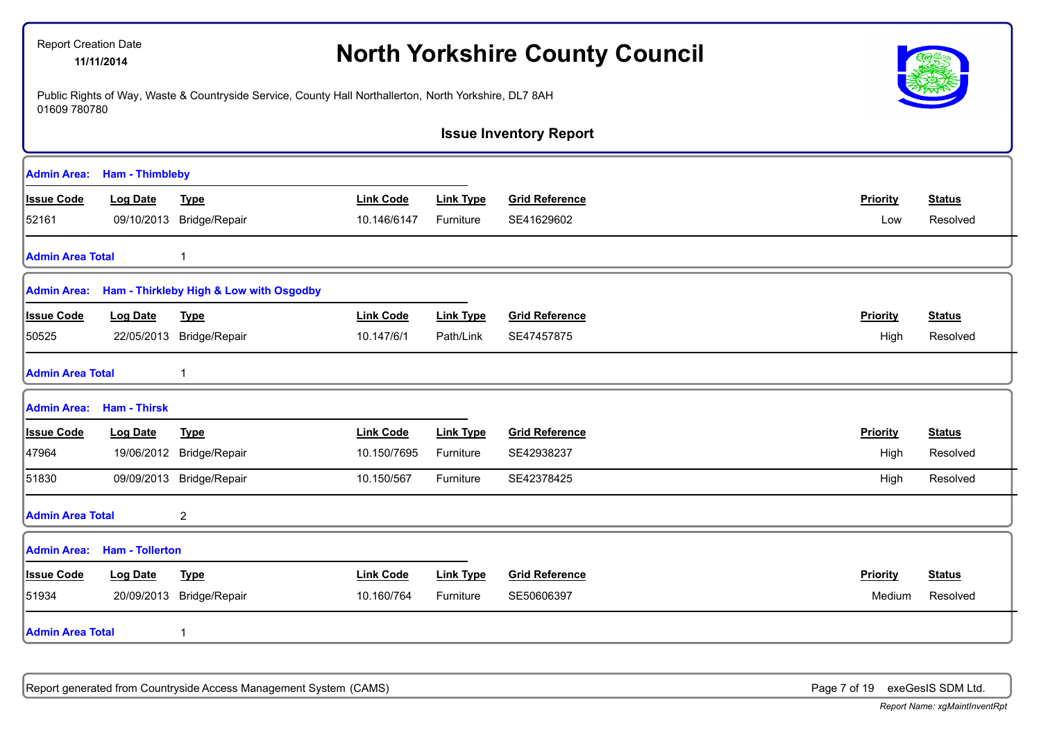Report Creation Date
**11/11/2014**

# North Yorkshire County Council

Public Rights of Way, Waste & Countryside Service, County Hall Northallerton, North Yorkshire, DL7 8AH
01609 780780

## Issue Inventory Report

**Admin Area: Ham - Thimbleby**

| Issue Code | Log Date | Type | Link Code | Link Type | Grid Reference | Priority | Status |
|---|---|---|---|---|---|---|---|
| 52161 | 09/10/2013 | Bridge/Repair | 10.146/6147 | Furniture | SE41629602 | Low | Resolved |

**Admin Area Total** 1

**Admin Area: Ham - Thirkleby High & Low with Osgodby**

| Issue Code | Log Date | Type | Link Code | Link Type | Grid Reference | Priority | Status |
|---|---|---|---|---|---|---|---|
| 50525 | 22/05/2013 | Bridge/Repair | 10.147/6/1 | Path/Link | SE47457875 | High | Resolved |

**Admin Area Total** 1

**Admin Area: Ham - Thirsk**

| Issue Code | Log Date | Type | Link Code | Link Type | Grid Reference | Priority | Status |
|---|---|---|---|---|---|---|---|
| 47964 | 19/06/2012 | Bridge/Repair | 10.150/7695 | Furniture | SE42938237 | High | Resolved |
| 51830 | 09/09/2013 | Bridge/Repair | 10.150/567 | Furniture | SE42378425 | High | Resolved |

**Admin Area Total** 2

**Admin Area: Ham - Tollerton**

| Issue Code | Log Date | Type | Link Code | Link Type | Grid Reference | Priority | Status |
|---|---|---|---|---|---|---|---|
| 51934 | 20/09/2013 | Bridge/Repair | 10.160/764 | Furniture | SE50606397 | Medium | Resolved |

**Admin Area Total** 1

Report generated from Countryside Access Management System (CAMS)

exeGesIS SDM Ltd.

*Report Name: xgMaintInventRpt*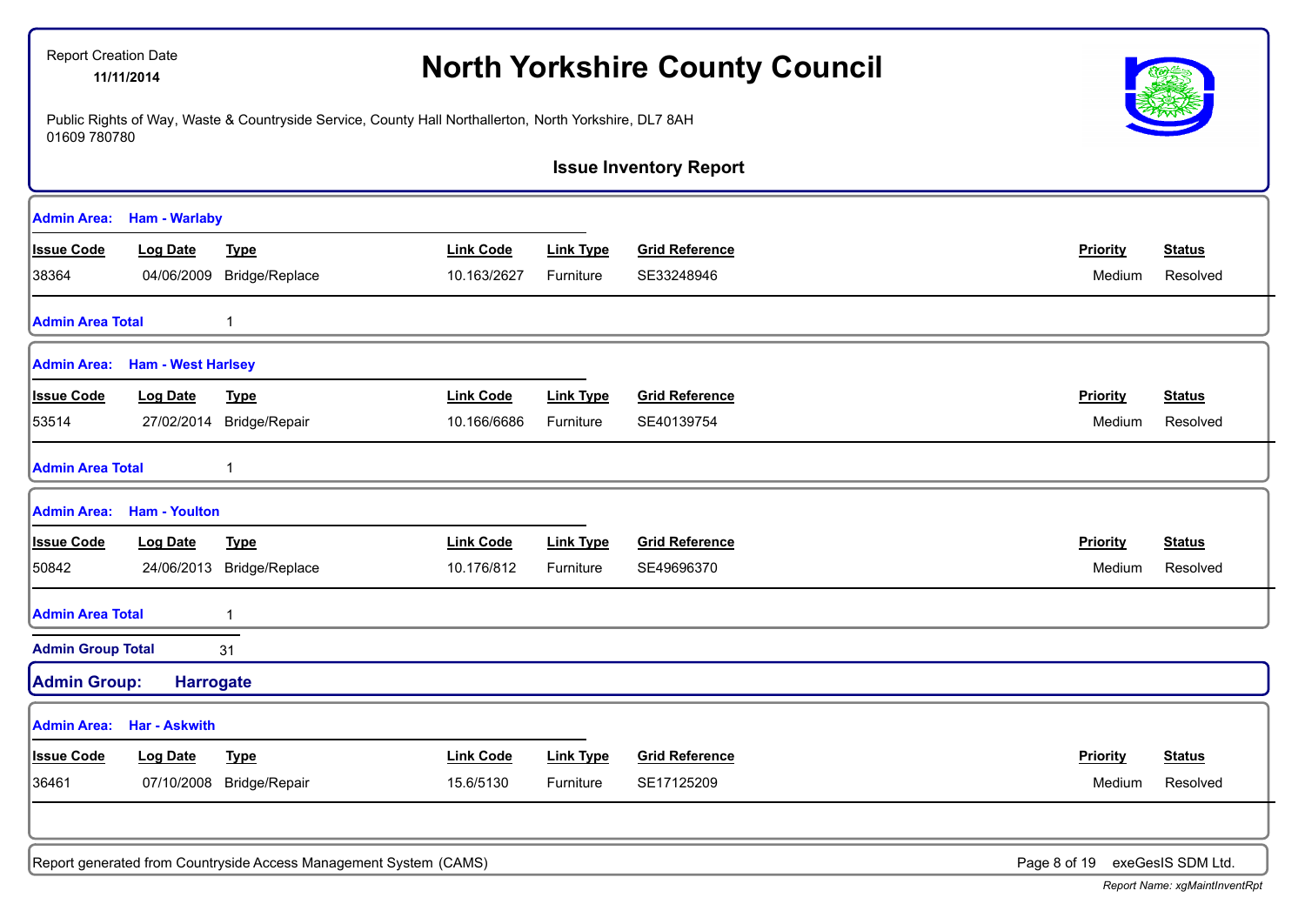Report Creation Date
**11/11/2014**

# North Yorkshire County Council

Public Rights of Way, Waste & Countryside Service, County Hall Northallerton, North Yorkshire, DL7 8AH
01609 780780

## Issue Inventory Report

**Admin Area: Ham - Warlaby**

| Issue Code | Log Date | Type | Link Code | Link Type | Grid Reference | Priority | Status |
|---|---|---|---|---|---|---|---|
| 38364 | 04/06/2009 | Bridge/Replace | 10.163/2627 | Furniture | SE33248946 | Medium | Resolved |

**Admin Area Total** 1

**Admin Area: Ham - West Harlsey**

| Issue Code | Log Date | Type | Link Code | Link Type | Grid Reference | Priority | Status |
|---|---|---|---|---|---|---|---|
| 53514 | 27/02/2014 | Bridge/Repair | 10.166/6686 | Furniture | SE40139754 | Medium | Resolved |

**Admin Area Total** 1

**Admin Area: Ham - Youlton**

| Issue Code | Log Date | Type | Link Code | Link Type | Grid Reference | Priority | Status |
|---|---|---|---|---|---|---|---|
| 50842 | 24/06/2013 | Bridge/Replace | 10.176/812 | Furniture | SE49696370 | Medium | Resolved |

**Admin Area Total** 1

**Admin Group Total** 31

## Admin Group: Harrogate

**Admin Area: Har - Askwith**

| Issue Code | Log Date | Type | Link Code | Link Type | Grid Reference | Priority | Status |
|---|---|---|---|---|---|---|---|
| 36461 | 07/10/2008 | Bridge/Repair | 15.6/5130 | Furniture | SE17125209 | Medium | Resolved |

Report generated from Countryside Access Management System (CAMS)

exeGesIS SDM Ltd.

*Report Name: xgMaintInventRpt*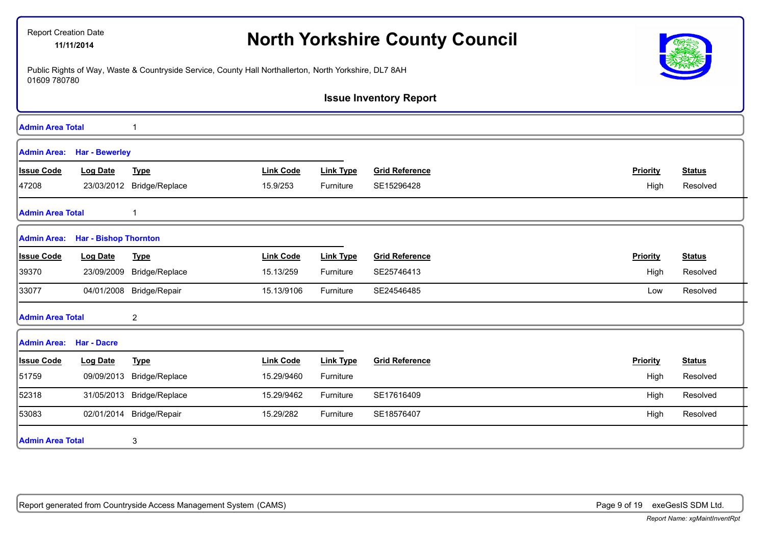Report Creation Date
**11/11/2014**

# North Yorkshire County Council

Public Rights of Way, Waste & Countryside Service, County Hall Northallerton, North Yorkshire, DL7 8AH
01609 780780

## Issue Inventory Report

**Admin Area Total** 1

**Admin Area: Har - Bewerley**

| Issue Code | Log Date | Type | Link Code | Link Type | Grid Reference | Priority | Status |
|---|---|---|---|---|---|---|---|
| 47208 | 23/03/2012 | Bridge/Replace | 15.9/253 | Furniture | SE15296428 | High | Resolved |

**Admin Area Total** 1

**Admin Area: Har - Bishop Thornton**

| Issue Code | Log Date | Type | Link Code | Link Type | Grid Reference | Priority | Status |
|---|---|---|---|---|---|---|---|
| 39370 | 23/09/2009 | Bridge/Replace | 15.13/259 | Furniture | SE25746413 | High | Resolved |
| 33077 | 04/01/2008 | Bridge/Repair | 15.13/9106 | Furniture | SE24546485 | Low | Resolved |

**Admin Area Total** 2

**Admin Area: Har - Dacre**

| Issue Code | Log Date | Type | Link Code | Link Type | Grid Reference | Priority | Status |
|---|---|---|---|---|---|---|---|
| 51759 | 09/09/2013 | Bridge/Replace | 15.29/9460 | Furniture | | High | Resolved |
| 52318 | 31/05/2013 | Bridge/Replace | 15.29/9462 | Furniture | SE17616409 | High | Resolved |
| 53083 | 02/01/2014 | Bridge/Repair | 15.29/282 | Furniture | SE18576407 | High | Resolved |

**Admin Area Total** 3

Report generated from Countryside Access Management System (CAMS) exeGesIS SDM Ltd.

*Report Name: xgMaintInventRpt*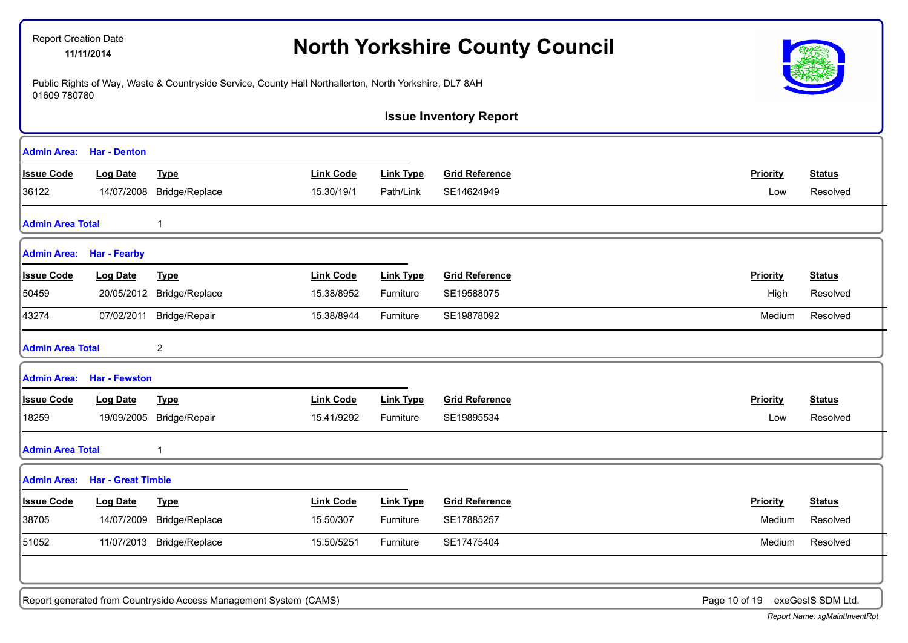Report Creation Date
**11/11/2014**

# North Yorkshire County Council

Public Rights of Way, Waste & Countryside Service, County Hall Northallerton, North Yorkshire, DL7 8AH
01609 780780

## Issue Inventory Report

**Admin Area: Har - Denton**

| Issue Code | Log Date | Type | Link Code | Link Type | Grid Reference | Priority | Status |
|---|---|---|---|---|---|---|---|
| 36122 | 14/07/2008 | Bridge/Replace | 15.30/19/1 | Path/Link | SE14624949 | Low | Resolved |

**Admin Area Total** 1

**Admin Area: Har - Fearby**

| Issue Code | Log Date | Type | Link Code | Link Type | Grid Reference | Priority | Status |
|---|---|---|---|---|---|---|---|
| 50459 | 20/05/2012 | Bridge/Replace | 15.38/8952 | Furniture | SE19588075 | High | Resolved |
| 43274 | 07/02/2011 | Bridge/Repair | 15.38/8944 | Furniture | SE19878092 | Medium | Resolved |

**Admin Area Total** 2

**Admin Area: Har - Fewston**

| Issue Code | Log Date | Type | Link Code | Link Type | Grid Reference | Priority | Status |
|---|---|---|---|---|---|---|---|
| 18259 | 19/09/2005 | Bridge/Repair | 15.41/9292 | Furniture | SE19895534 | Low | Resolved |

**Admin Area Total** 1

**Admin Area: Har - Great Timble**

| Issue Code | Log Date | Type | Link Code | Link Type | Grid Reference | Priority | Status |
|---|---|---|---|---|---|---|---|
| 38705 | 14/07/2009 | Bridge/Replace | 15.50/307 | Furniture | SE17885257 | Medium | Resolved |
| 51052 | 11/07/2013 | Bridge/Replace | 15.50/5251 | Furniture | SE17475404 | Medium | Resolved |

Report generated from Countryside Access Management System (CAMS) exeGesIS SDM Ltd.

*Report Name: xgMaintInventRpt*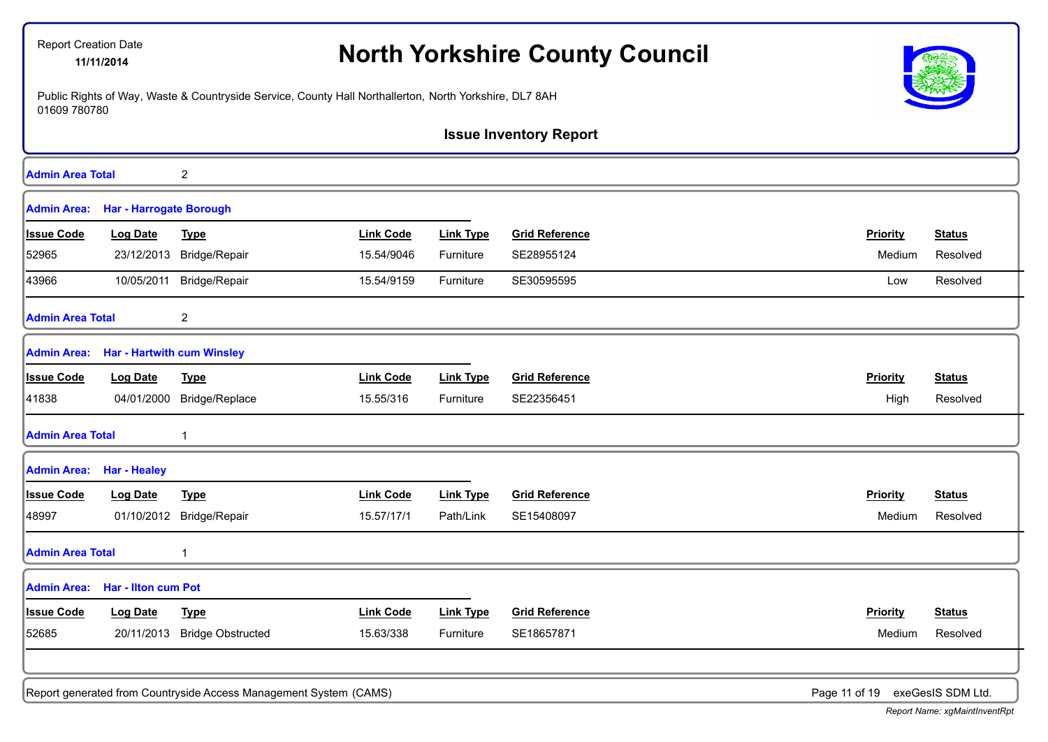# North Yorkshire County Council

Report Creation Date
**11/11/2014**

Public Rights of Way, Waste & Countryside Service, County Hall Northallerton, North Yorkshire, DL7 8AH
01609 780780

### Issue Inventory Report

**Admin Area Total** 2

**Admin Area: Har - Harrogate Borough**

| Issue Code | Log Date | Type | Link Code | Link Type | Grid Reference | Priority | Status |
|---|---|---|---|---|---|---|---|
| 52965 | 23/12/2013 | Bridge/Repair | 15.54/9046 | Furniture | SE28955124 | Medium | Resolved |
| 43966 | 10/05/2011 | Bridge/Repair | 15.54/9159 | Furniture | SE30595595 | Low | Resolved |

**Admin Area Total** 2

**Admin Area: Har - Hartwith cum Winsley**

| Issue Code | Log Date | Type | Link Code | Link Type | Grid Reference | Priority | Status |
|---|---|---|---|---|---|---|---|
| 41838 | 04/01/2000 | Bridge/Replace | 15.55/316 | Furniture | SE22356451 | High | Resolved |

**Admin Area Total** 1

**Admin Area: Har - Healey**

| Issue Code | Log Date | Type | Link Code | Link Type | Grid Reference | Priority | Status |
|---|---|---|---|---|---|---|---|
| 48997 | 01/10/2012 | Bridge/Repair | 15.57/17/1 | Path/Link | SE15408097 | Medium | Resolved |

**Admin Area Total** 1

**Admin Area: Har - Ilton cum Pot**

| Issue Code | Log Date | Type | Link Code | Link Type | Grid Reference | Priority | Status |
|---|---|---|---|---|---|---|---|
| 52685 | 20/11/2013 | Bridge Obstructed | 15.63/338 | Furniture | SE18657871 | Medium | Resolved |

Report generated from Countryside Access Management System (CAMS) — exeGesIS SDM Ltd.

*Report Name: xgMaintInventRpt*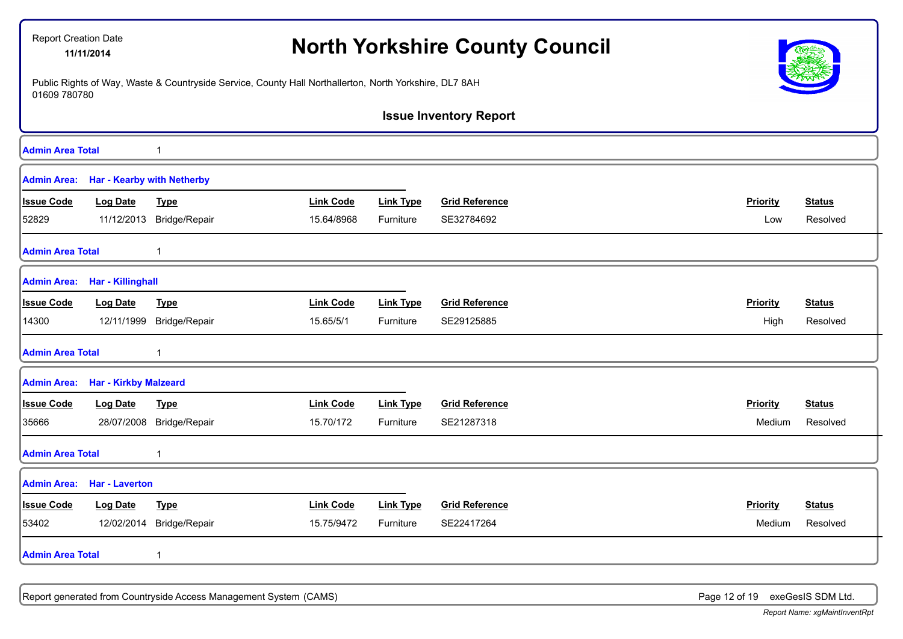Report Creation Date
**11/11/2014**

# North Yorkshire County Council

Public Rights of Way, Waste & Countryside Service, County Hall Northallerton, North Yorkshire, DL7 8AH
01609 780780

## Issue Inventory Report

**Admin Area Total** 1

**Admin Area: Har - Kearby with Netherby**

| Issue Code | Log Date | Type | Link Code | Link Type | Grid Reference | Priority | Status |
|---|---|---|---|---|---|---|---|
| 52829 | 11/12/2013 | Bridge/Repair | 15.64/8968 | Furniture | SE32784692 | Low | Resolved |

**Admin Area Total** 1

**Admin Area: Har - Killinghall**

| Issue Code | Log Date | Type | Link Code | Link Type | Grid Reference | Priority | Status |
|---|---|---|---|---|---|---|---|
| 14300 | 12/11/1999 | Bridge/Repair | 15.65/5/1 | Furniture | SE29125885 | High | Resolved |

**Admin Area Total** 1

**Admin Area: Har - Kirkby Malzeard**

| Issue Code | Log Date | Type | Link Code | Link Type | Grid Reference | Priority | Status |
|---|---|---|---|---|---|---|---|
| 35666 | 28/07/2008 | Bridge/Repair | 15.70/172 | Furniture | SE21287318 | Medium | Resolved |

**Admin Area Total** 1

**Admin Area: Har - Laverton**

| Issue Code | Log Date | Type | Link Code | Link Type | Grid Reference | Priority | Status |
|---|---|---|---|---|---|---|---|
| 53402 | 12/02/2014 | Bridge/Repair | 15.75/9472 | Furniture | SE22417264 | Medium | Resolved |

**Admin Area Total** 1

Report generated from Countryside Access Management System (CAMS) exeGesIS SDM Ltd.

*Report Name: xgMaintInventRpt*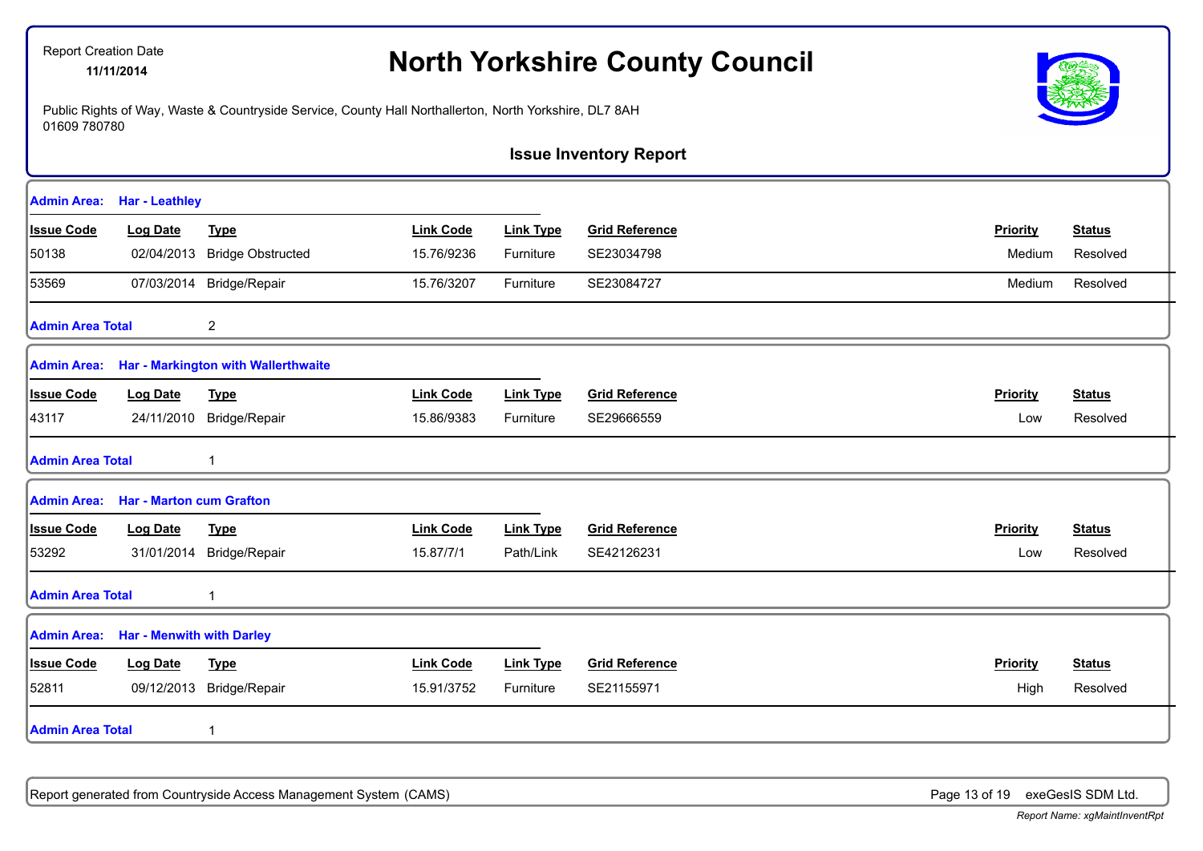Report Creation Date
**11/11/2014**

# North Yorkshire County Council

Public Rights of Way, Waste & Countryside Service, County Hall Northallerton, North Yorkshire, DL7 8AH
01609 780780

## Issue Inventory Report

**Admin Area: Har - Leathley**

| Issue Code | Log Date | Type | Link Code | Link Type | Grid Reference | Priority | Status |
|---|---|---|---|---|---|---|---|
| 50138 | 02/04/2013 | Bridge Obstructed | 15.76/9236 | Furniture | SE23034798 | Medium | Resolved |
| 53569 | 07/03/2014 | Bridge/Repair | 15.76/3207 | Furniture | SE23084727 | Medium | Resolved |

**Admin Area Total** 2

**Admin Area: Har - Markington with Wallerthwaite**

| Issue Code | Log Date | Type | Link Code | Link Type | Grid Reference | Priority | Status |
|---|---|---|---|---|---|---|---|
| 43117 | 24/11/2010 | Bridge/Repair | 15.86/9383 | Furniture | SE29666559 | Low | Resolved |

**Admin Area Total** 1

**Admin Area: Har - Marton cum Grafton**

| Issue Code | Log Date | Type | Link Code | Link Type | Grid Reference | Priority | Status |
|---|---|---|---|---|---|---|---|
| 53292 | 31/01/2014 | Bridge/Repair | 15.87/7/1 | Path/Link | SE42126231 | Low | Resolved |

**Admin Area Total** 1

**Admin Area: Har - Menwith with Darley**

| Issue Code | Log Date | Type | Link Code | Link Type | Grid Reference | Priority | Status |
|---|---|---|---|---|---|---|---|
| 52811 | 09/12/2013 | Bridge/Repair | 15.91/3752 | Furniture | SE21155971 | High | Resolved |

**Admin Area Total** 1

Report generated from Countryside Access Management System (CAMS) — exeGesIS SDM Ltd.

*Report Name: xgMaintInventRpt*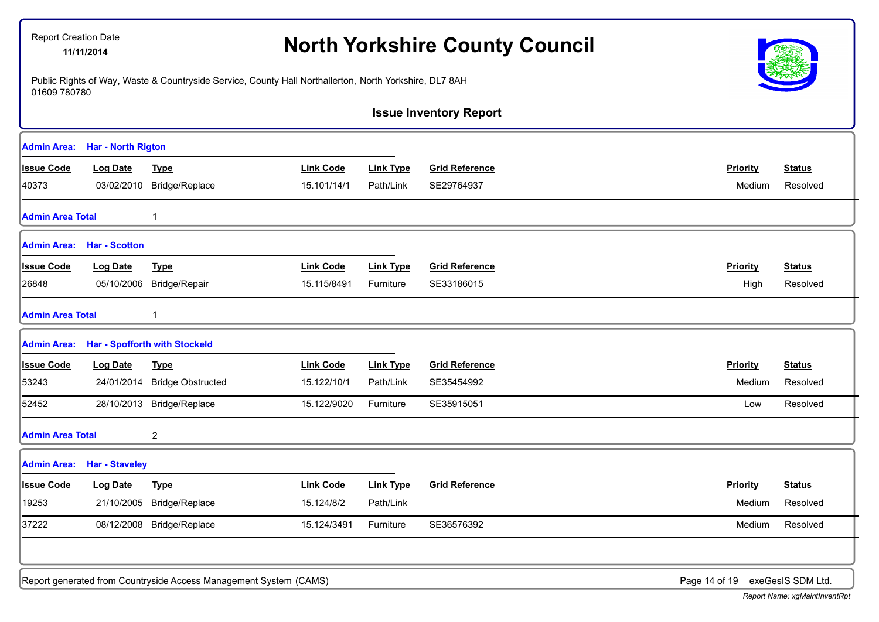Report Creation Date
**11/11/2014**

# North Yorkshire County Council

Public Rights of Way, Waste & Countryside Service, County Hall Northallerton, North Yorkshire, DL7 8AH
01609 780780

## Issue Inventory Report

**Admin Area: Har - North Rigton**

| Issue Code | Log Date | Type | Link Code | Link Type | Grid Reference | Priority | Status |
|---|---|---|---|---|---|---|---|
| 40373 | 03/02/2010 | Bridge/Replace | 15.101/14/1 | Path/Link | SE29764937 | Medium | Resolved |

**Admin Area Total** 1

**Admin Area: Har - Scotton**

| Issue Code | Log Date | Type | Link Code | Link Type | Grid Reference | Priority | Status |
|---|---|---|---|---|---|---|---|
| 26848 | 05/10/2006 | Bridge/Repair | 15.115/8491 | Furniture | SE33186015 | High | Resolved |

**Admin Area Total** 1

**Admin Area: Har - Spofforth with Stockeld**

| Issue Code | Log Date | Type | Link Code | Link Type | Grid Reference | Priority | Status |
|---|---|---|---|---|---|---|---|
| 53243 | 24/01/2014 | Bridge Obstructed | 15.122/10/1 | Path/Link | SE35454992 | Medium | Resolved |
| 52452 | 28/10/2013 | Bridge/Replace | 15.122/9020 | Furniture | SE35915051 | Low | Resolved |

**Admin Area Total** 2

**Admin Area: Har - Staveley**

| Issue Code | Log Date | Type | Link Code | Link Type | Grid Reference | Priority | Status |
|---|---|---|---|---|---|---|---|
| 19253 | 21/10/2005 | Bridge/Replace | 15.124/8/2 | Path/Link | | Medium | Resolved |
| 37222 | 08/12/2008 | Bridge/Replace | 15.124/3491 | Furniture | SE36576392 | Medium | Resolved |

Report generated from Countryside Access Management System (CAMS)

exeGesIS SDM Ltd.

*Report Name: xgMaintInventRpt*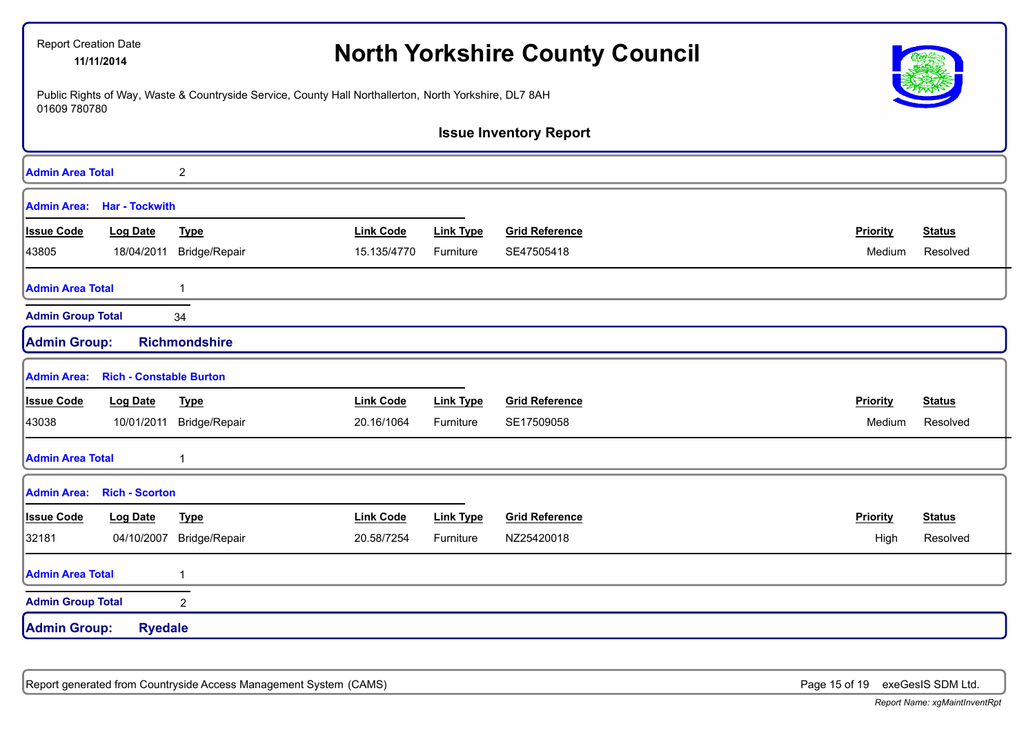**Admin Area Total** 2

**Admin Area: Har - Tockwith**

| Issue Code | Log Date | Type | Link Code | Link Type | Grid Reference | Priority | Status |
|---|---|---|---|---|---|---|---|
| 43805 | 18/04/2011 | Bridge/Repair | 15.135/4770 | Furniture | SE47505418 | Medium | Resolved |

**Admin Area Total** 1

**Admin Group Total** 34

## Admin Group: Richmondshire

**Admin Area: Rich - Constable Burton**

| Issue Code | Log Date | Type | Link Code | Link Type | Grid Reference | Priority | Status |
|---|---|---|---|---|---|---|---|
| 43038 | 10/01/2011 | Bridge/Repair | 20.16/1064 | Furniture | SE17509058 | Medium | Resolved |

**Admin Area Total** 1

**Admin Area: Rich - Scorton**

| Issue Code | Log Date | Type | Link Code | Link Type | Grid Reference | Priority | Status |
|---|---|---|---|---|---|---|---|
| 32181 | 04/10/2007 | Bridge/Repair | 20.58/7254 | Furniture | NZ25420018 | High | Resolved |

**Admin Area Total** 1

**Admin Group Total** 2

## Admin Group: Ryedale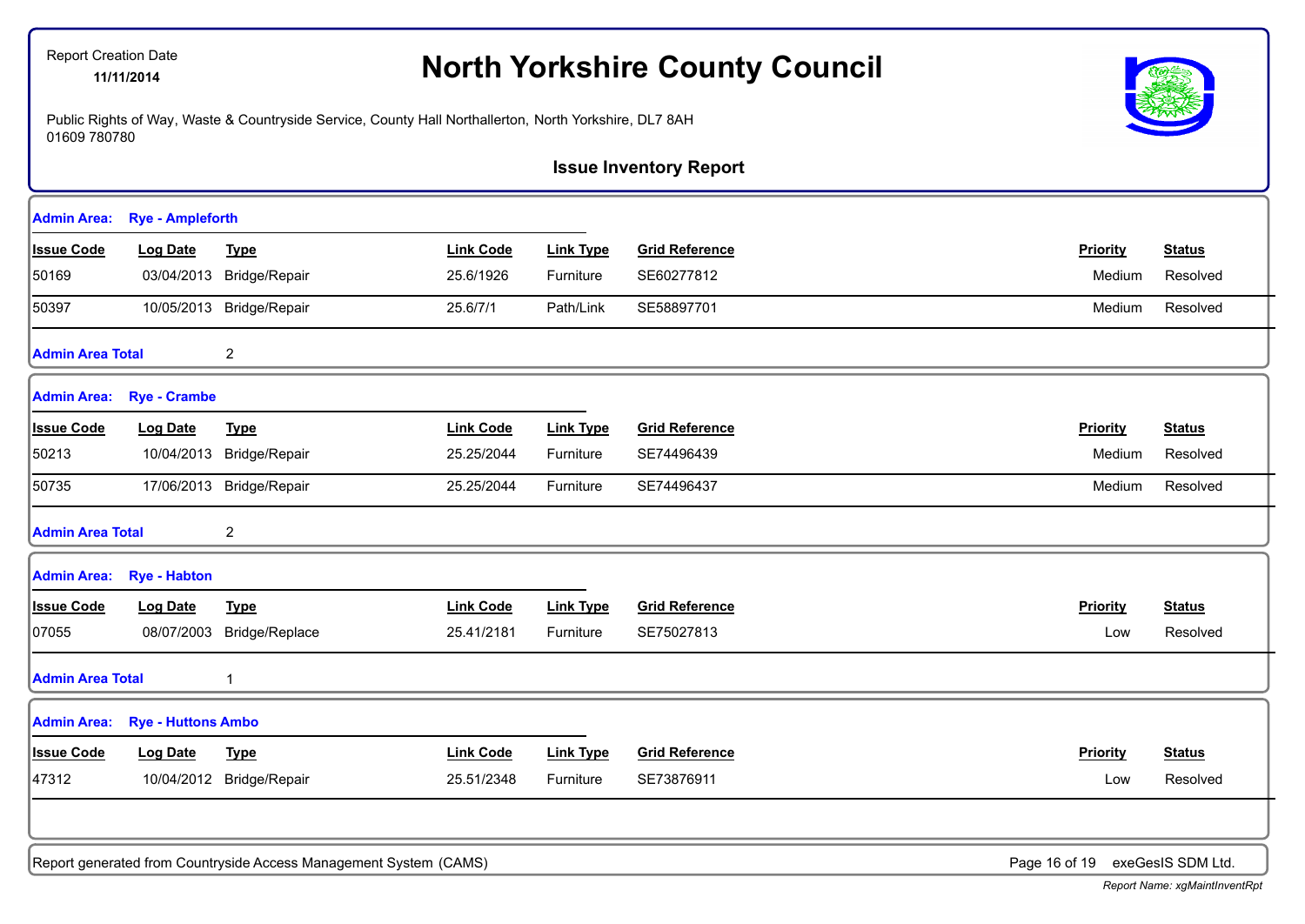Report Creation Date
**11/11/2014**

# North Yorkshire County Council

Public Rights of Way, Waste & Countryside Service, County Hall Northallerton, North Yorkshire, DL7 8AH
01609 780780

## Issue Inventory Report

**Admin Area: Rye - Ampleforth**

| Issue Code | Log Date | Type | Link Code | Link Type | Grid Reference | Priority | Status |
|---|---|---|---|---|---|---|---|
| 50169 | 03/04/2013 | Bridge/Repair | 25.6/1926 | Furniture | SE60277812 | Medium | Resolved |
| 50397 | 10/05/2013 | Bridge/Repair | 25.6/7/1 | Path/Link | SE58897701 | Medium | Resolved |

**Admin Area Total** 2

**Admin Area: Rye - Crambe**

| Issue Code | Log Date | Type | Link Code | Link Type | Grid Reference | Priority | Status |
|---|---|---|---|---|---|---|---|
| 50213 | 10/04/2013 | Bridge/Repair | 25.25/2044 | Furniture | SE74496439 | Medium | Resolved |
| 50735 | 17/06/2013 | Bridge/Repair | 25.25/2044 | Furniture | SE74496437 | Medium | Resolved |

**Admin Area Total** 2

**Admin Area: Rye - Habton**

| Issue Code | Log Date | Type | Link Code | Link Type | Grid Reference | Priority | Status |
|---|---|---|---|---|---|---|---|
| 07055 | 08/07/2003 | Bridge/Replace | 25.41/2181 | Furniture | SE75027813 | Low | Resolved |

**Admin Area Total** 1

**Admin Area: Rye - Huttons Ambo**

| Issue Code | Log Date | Type | Link Code | Link Type | Grid Reference | Priority | Status |
|---|---|---|---|---|---|---|---|
| 47312 | 10/04/2012 | Bridge/Repair | 25.51/2348 | Furniture | SE73876911 | Low | Resolved |

Report generated from Countryside Access Management System (CAMS) exeGesIS SDM Ltd.

*Report Name: xgMaintInventRpt*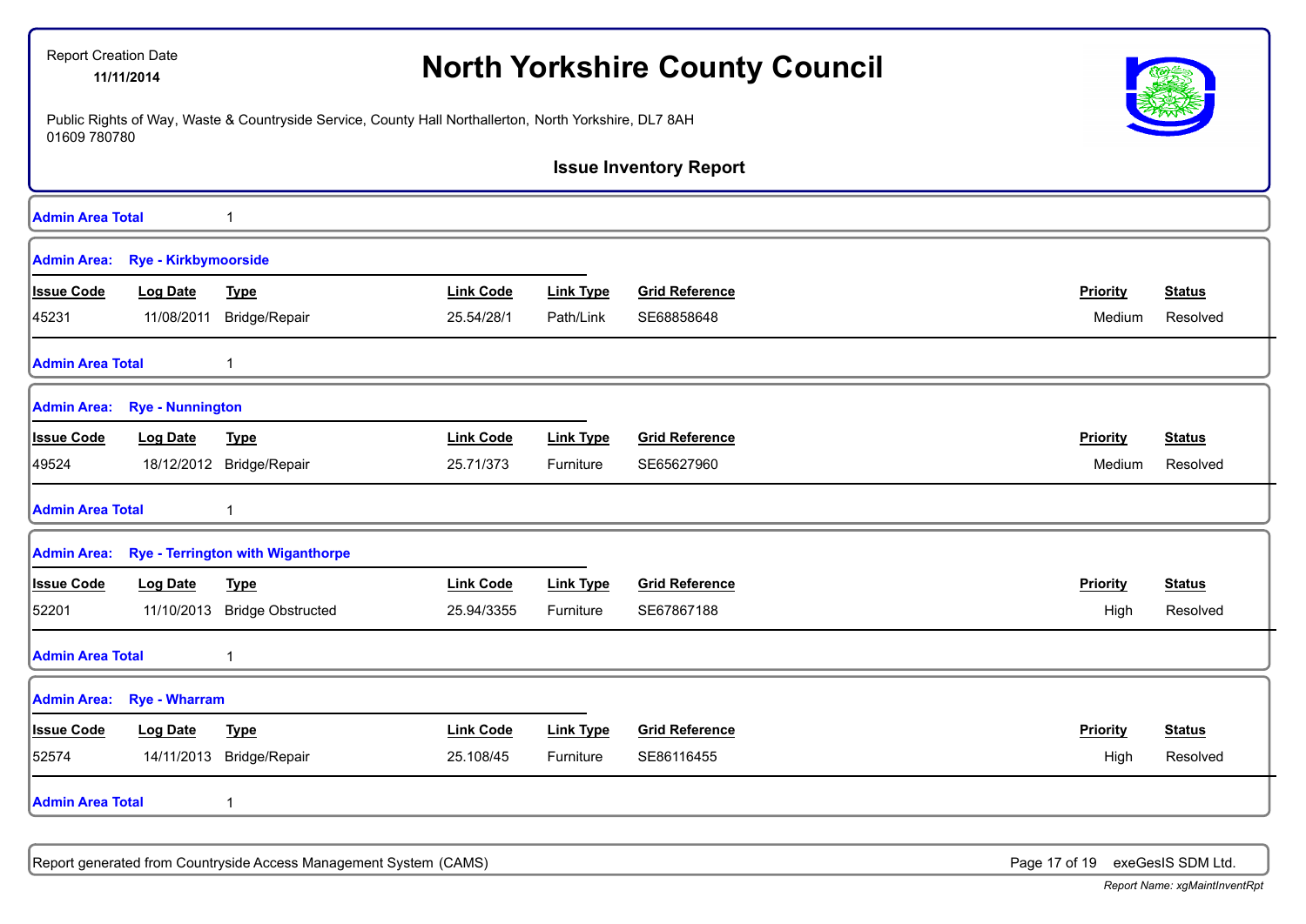# North Yorkshire County Council

Report Creation Date
**11/11/2014**

Public Rights of Way, Waste & Countryside Service, County Hall Northallerton, North Yorkshire, DL7 8AH
01609 780780

**Issue Inventory Report**

**Admin Area Total** 1

**Admin Area: Rye - Kirkbymoorside**

| Issue Code | Log Date | Type | Link Code | Link Type | Grid Reference | Priority | Status |
|---|---|---|---|---|---|---|---|
| 45231 | 11/08/2011 | Bridge/Repair | 25.54/28/1 | Path/Link | SE68858648 | Medium | Resolved |

**Admin Area Total** 1

**Admin Area: Rye - Nunnington**

| Issue Code | Log Date | Type | Link Code | Link Type | Grid Reference | Priority | Status |
|---|---|---|---|---|---|---|---|
| 49524 | 18/12/2012 | Bridge/Repair | 25.71/373 | Furniture | SE65627960 | Medium | Resolved |

**Admin Area Total** 1

**Admin Area: Rye - Terrington with Wiganthorpe**

| Issue Code | Log Date | Type | Link Code | Link Type | Grid Reference | Priority | Status |
|---|---|---|---|---|---|---|---|
| 52201 | 11/10/2013 | Bridge Obstructed | 25.94/3355 | Furniture | SE67867188 | High | Resolved |

**Admin Area Total** 1

**Admin Area: Rye - Wharram**

| Issue Code | Log Date | Type | Link Code | Link Type | Grid Reference | Priority | Status |
|---|---|---|---|---|---|---|---|
| 52574 | 14/11/2013 | Bridge/Repair | 25.108/45 | Furniture | SE86116455 | High | Resolved |

**Admin Area Total** 1

Report generated from Countryside Access Management System (CAMS)

exeGesIS SDM Ltd.

*Report Name: xgMaintInventRpt*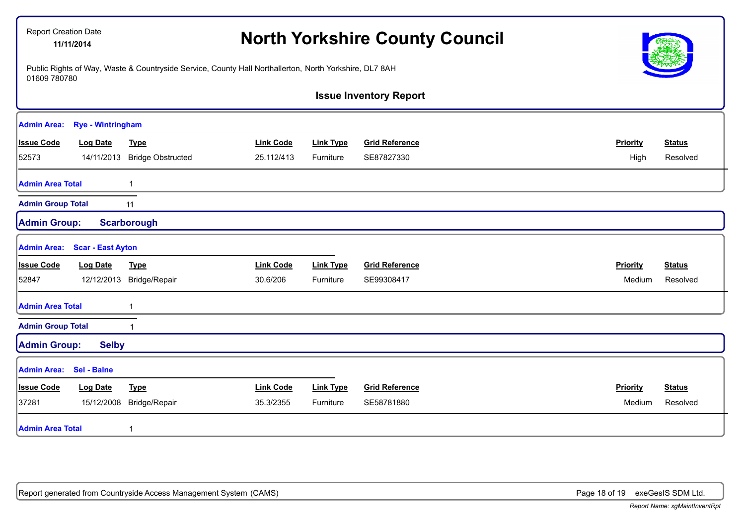Report Creation Date
**11/11/2014**

# North Yorkshire County Council

Public Rights of Way, Waste & Countryside Service, County Hall Northallerton, North Yorkshire, DL7 8AH
01609 780780

## Issue Inventory Report

**Admin Area: Rye - Wintringham**

| Issue Code | Log Date | Type | Link Code | Link Type | Grid Reference | Priority | Status |
|---|---|---|---|---|---|---|---|
| 52573 | 14/11/2013 | Bridge Obstructed | 25.112/413 | Furniture | SE87827330 | High | Resolved |

**Admin Area Total** 1

**Admin Group Total** 11

## Admin Group: Scarborough

**Admin Area: Scar - East Ayton**

| Issue Code | Log Date | Type | Link Code | Link Type | Grid Reference | Priority | Status |
|---|---|---|---|---|---|---|---|
| 52847 | 12/12/2013 | Bridge/Repair | 30.6/206 | Furniture | SE99308417 | Medium | Resolved |

**Admin Area Total** 1

**Admin Group Total** 1

## Admin Group: Selby

**Admin Area: Sel - Balne**

| Issue Code | Log Date | Type | Link Code | Link Type | Grid Reference | Priority | Status |
|---|---|---|---|---|---|---|---|
| 37281 | 15/12/2008 | Bridge/Repair | 35.3/2355 | Furniture | SE58781880 | Medium | Resolved |

**Admin Area Total** 1

Report generated from Countryside Access Management System (CAMS) exeGesIS SDM Ltd.

*Report Name: xgMaintInventRpt*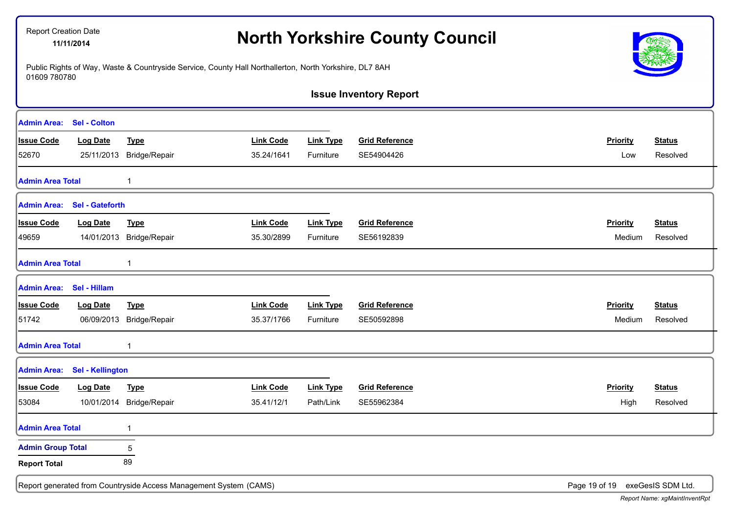Report Creation Date
**11/11/2014**

# North Yorkshire County Council

Public Rights of Way, Waste & Countryside Service, County Hall Northallerton, North Yorkshire, DL7 8AH
01609 780780

## Issue Inventory Report

**Admin Area: Sel - Colton**

| Issue Code | Log Date | Type | Link Code | Link Type | Grid Reference | Priority | Status |
|---|---|---|---|---|---|---|---|
| 52670 | 25/11/2013 | Bridge/Repair | 35.24/1641 | Furniture | SE54904426 | Low | Resolved |

**Admin Area Total** 1

**Admin Area: Sel - Gateforth**

| Issue Code | Log Date | Type | Link Code | Link Type | Grid Reference | Priority | Status |
|---|---|---|---|---|---|---|---|
| 49659 | 14/01/2013 | Bridge/Repair | 35.30/2899 | Furniture | SE56192839 | Medium | Resolved |

**Admin Area Total** 1

**Admin Area: Sel - Hillam**

| Issue Code | Log Date | Type | Link Code | Link Type | Grid Reference | Priority | Status |
|---|---|---|---|---|---|---|---|
| 51742 | 06/09/2013 | Bridge/Repair | 35.37/1766 | Furniture | SE50592898 | Medium | Resolved |

**Admin Area Total** 1

**Admin Area: Sel - Kellington**

| Issue Code | Log Date | Type | Link Code | Link Type | Grid Reference | Priority | Status |
|---|---|---|---|---|---|---|---|
| 53084 | 10/01/2014 | Bridge/Repair | 35.41/12/1 | Path/Link | SE55962384 | High | Resolved |

**Admin Area Total** 1

**Admin Group Total** 5

**Report Total** 89

Report generated from Countryside Access Management System (CAMS)

exeGesIS SDM Ltd.

*Report Name: xgMaintInventRpt*